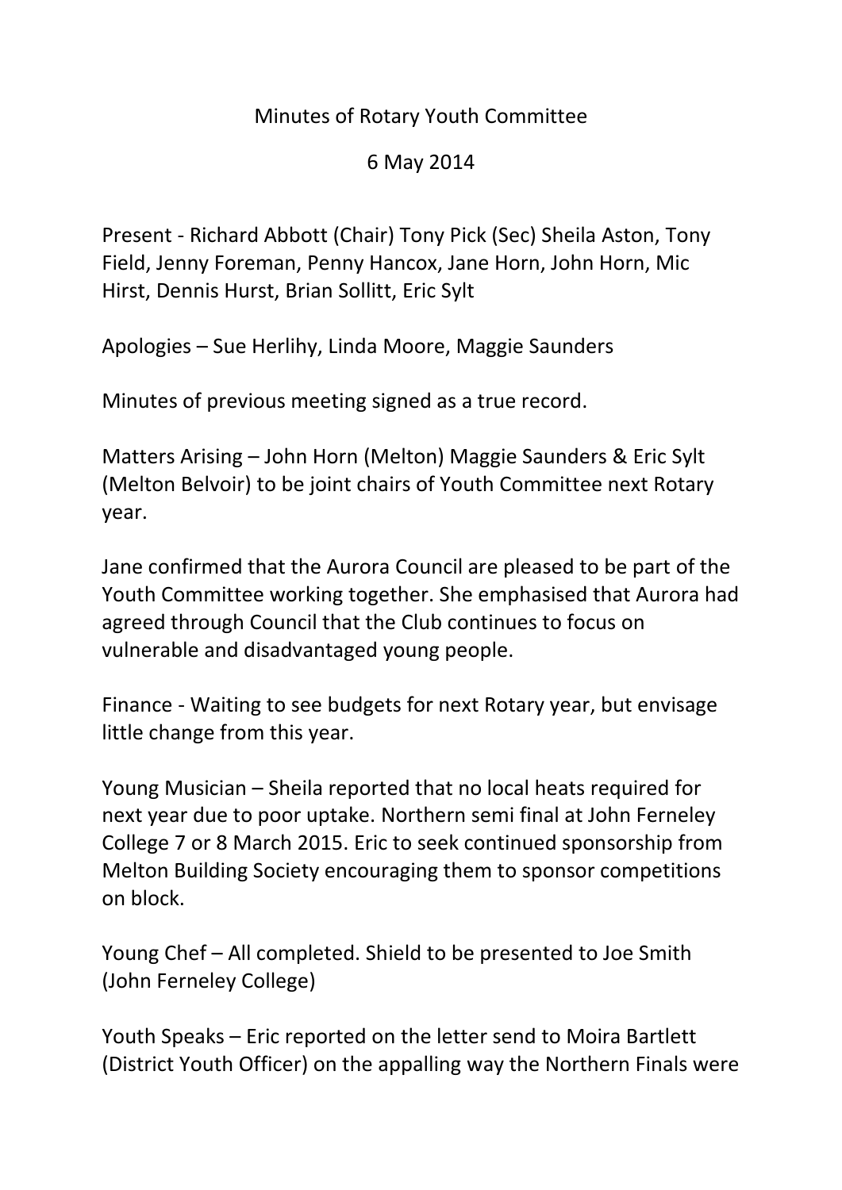# Minutes of Rotary Youth Committee

## 6 May 2014

Present - Richard Abbott (Chair) Tony Pick (Sec) Sheila Aston, Tony Field, Jenny Foreman, Penny Hancox, Jane Horn, John Horn, Mic Hirst, Dennis Hurst, Brian Sollitt, Eric Sylt

Apologies – Sue Herlihy, Linda Moore, Maggie Saunders

Minutes of previous meeting signed as a true record.

Matters Arising – John Horn (Melton) Maggie Saunders & Eric Sylt (Melton Belvoir) to be joint chairs of Youth Committee next Rotary year.

Jane confirmed that the Aurora Council are pleased to be part of the Youth Committee working together. She emphasised that Aurora had agreed through Council that the Club continues to focus on vulnerable and disadvantaged young people.

Finance - Waiting to see budgets for next Rotary year, but envisage little change from this year.

Young Musician – Sheila reported that no local heats required for next year due to poor uptake. Northern semi final at John Ferneley College 7 or 8 March 2015. Eric to seek continued sponsorship from Melton Building Society encouraging them to sponsor competitions on block.

Young Chef – All completed. Shield to be presented to Joe Smith (John Ferneley College)

Youth Speaks – Eric reported on the letter send to Moira Bartlett (District Youth Officer) on the appalling way the Northern Finals were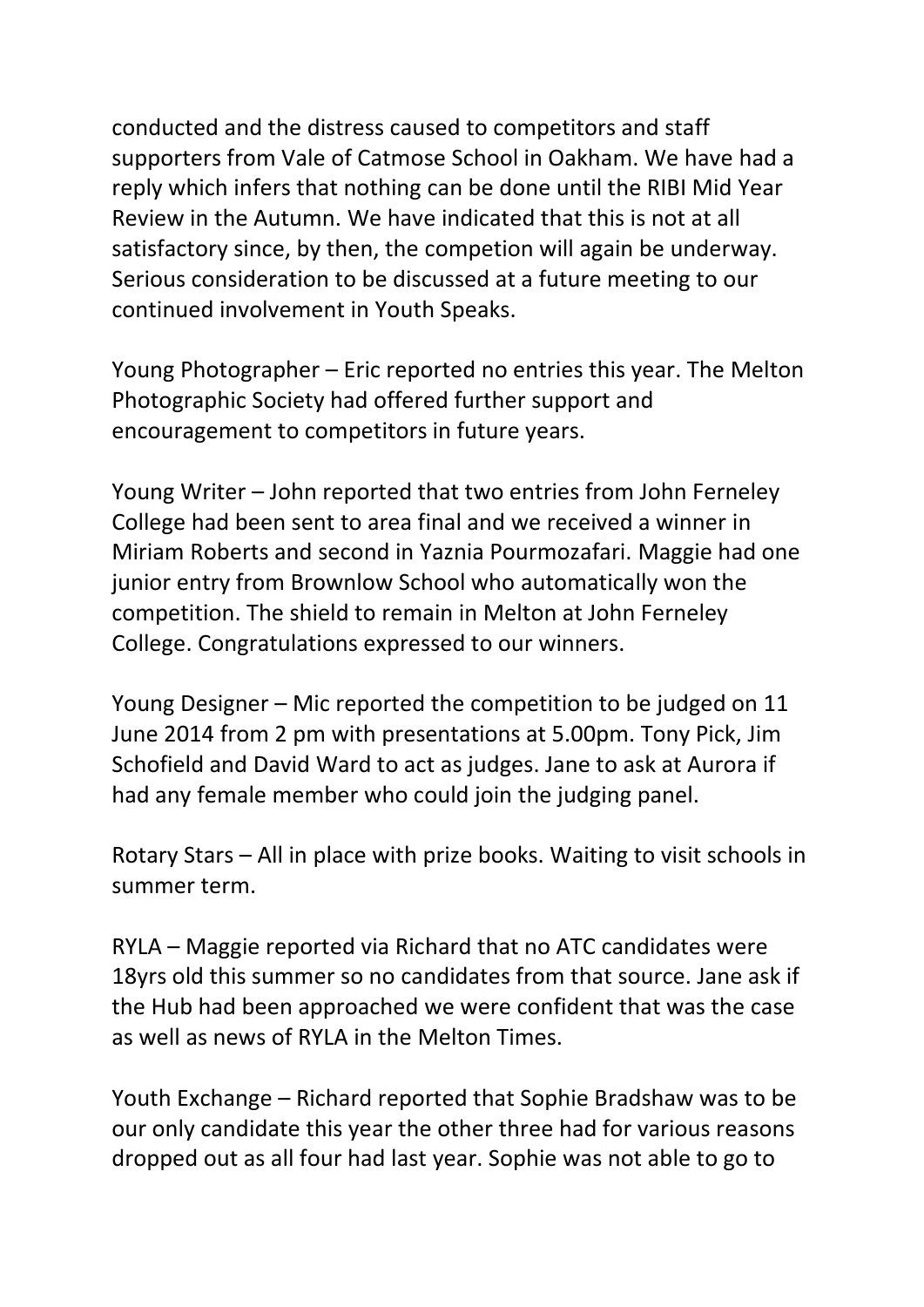conducted and the distress caused to competitors and staff supporters from Vale of Catmose School in Oakham. We have had a reply which infers that nothing can be done until the RIBI Mid Year Review in the Autumn. We have indicated that this is not at all satisfactory since, by then, the competion will again be underway. Serious consideration to be discussed at a future meeting to our continued involvement in Youth Speaks.

Young Photographer – Eric reported no entries this year. The Melton Photographic Society had offered further support and encouragement to competitors in future years.

Young Writer – John reported that two entries from John Ferneley College had been sent to area final and we received a winner in Miriam Roberts and second in Yaznia Pourmozafari. Maggie had one junior entry from Brownlow School who automatically won the competition. The shield to remain in Melton at John Ferneley College. Congratulations expressed to our winners.

Young Designer – Mic reported the competition to be judged on 11 June 2014 from 2 pm with presentations at 5.00pm. Tony Pick, Jim Schofield and David Ward to act as judges. Jane to ask at Aurora if had any female member who could join the judging panel.

Rotary Stars – All in place with prize books. Waiting to visit schools in summer term.

RYLA – Maggie reported via Richard that no ATC candidates were 18yrs old this summer so no candidates from that source. Jane ask if the Hub had been approached we were confident that was the case as well as news of RYLA in the Melton Times.

Youth Exchange – Richard reported that Sophie Bradshaw was to be our only candidate this year the other three had for various reasons dropped out as all four had last year. Sophie was not able to go to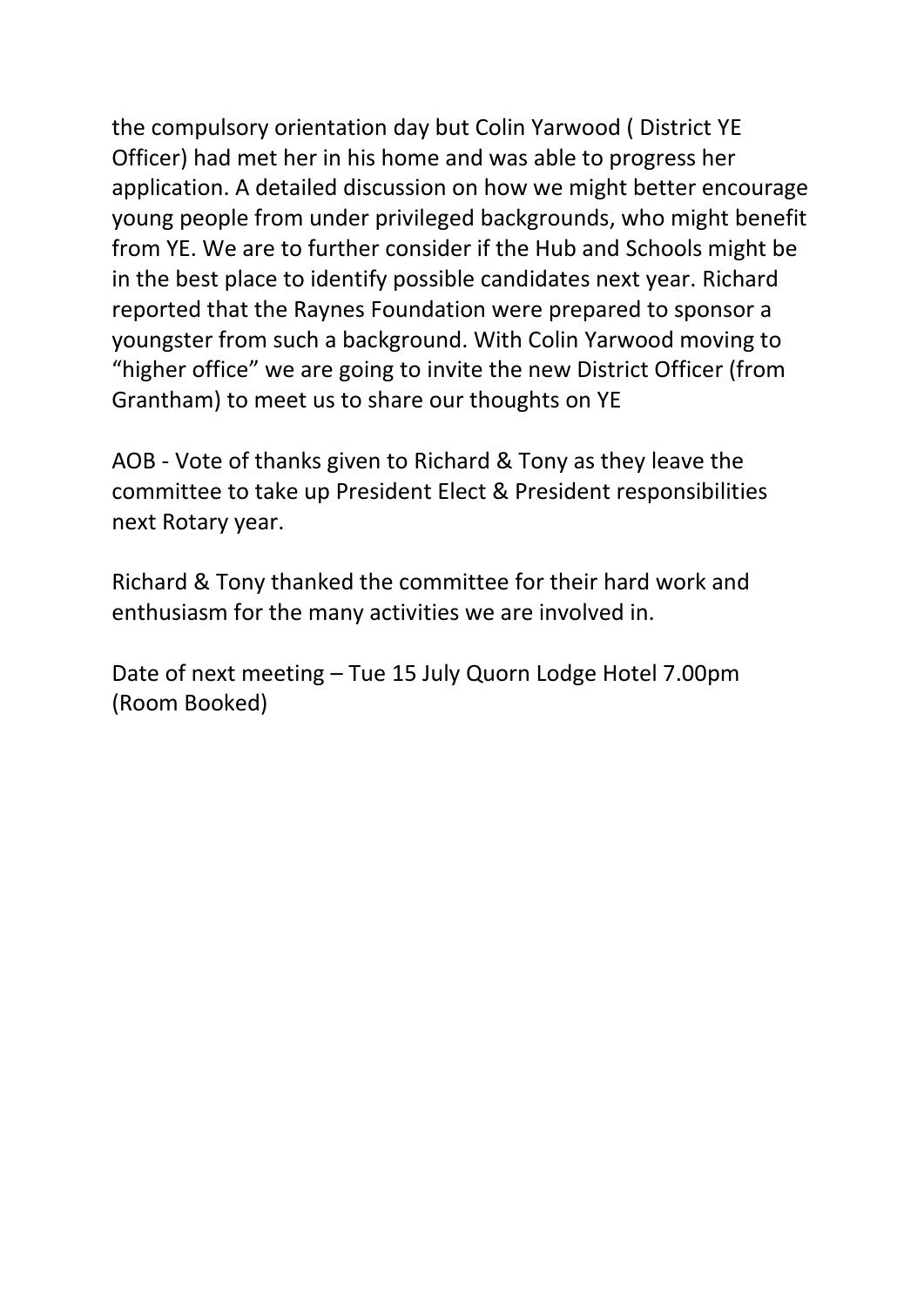the compulsory orientation day but Colin Yarwood ( District YE Officer) had met her in his home and was able to progress her application. A detailed discussion on how we might better encourage young people from under privileged backgrounds, who might benefit from YE. We are to further consider if the Hub and Schools might be in the best place to identify possible candidates next year. Richard reported that the Raynes Foundation were prepared to sponsor a youngster from such a background. With Colin Yarwood moving to "higher office" we are going to invite the new District Officer (from Grantham) to meet us to share our thoughts on YE

AOB - Vote of thanks given to Richard & Tony as they leave the committee to take up President Elect & President responsibilities next Rotary year.

Richard & Tony thanked the committee for their hard work and enthusiasm for the many activities we are involved in.

Date of next meeting – Tue 15 July Quorn Lodge Hotel 7.00pm (Room Booked)